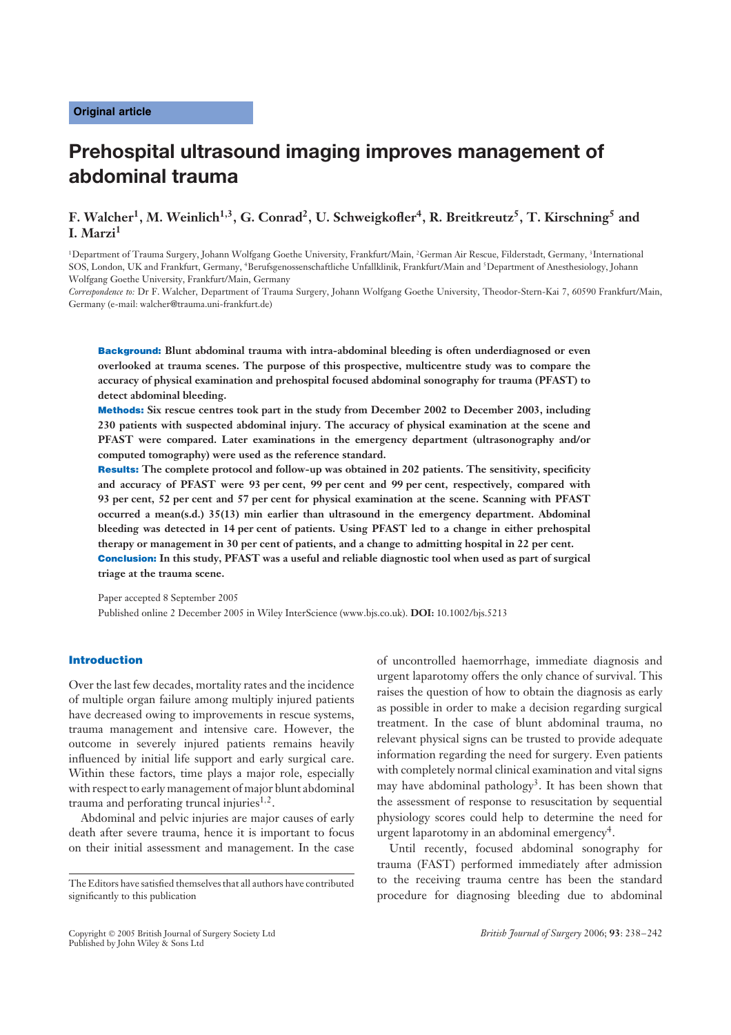Original article

# Prehospital ultrasound imaging improves management of abdominal trauma

**F. Walcher[1], M. Weinlich[1,3], G. Conrad[2], U. Schweigkofler[4], R. Breitkreutz[5], T. Kirschning[5] and I. Marzi[1]**

[1]Department of Trauma Surgery, Johann Wolfgang Goethe University, Frankfurt/Main, [2]German Air Rescue, Filderstadt, Germany, [3]International SOS, London, UK and Frankfurt, Germany, [4]Berufsgenossenschaftliche Unfallklinik, Frankfurt/Main and [5]Department of Anesthesiology, Johann Wolfgang Goethe University, Frankfurt/Main, Germany

*Correspondence to:* Dr F. Walcher, Department of Trauma Surgery, Johann Wolfgang Goethe University, Theodor-Stern-Kai 7, 60590 Frankfurt/Main, Germany (e-mail: walcher@trauma.uni-frankfurt.de)

**Background:** **Blunt abdominal trauma with intra-abdominal bleeding is often underdiagnosed or even overlooked at trauma scenes. The purpose of this prospective, multicentre study was to compare the accuracy of physical examination and prehospital focused abdominal sonography for trauma (PFAST) to detect abdominal bleeding.**

**Methods:** **Six rescue centres took part in the study from December 2002 to December 2003, including 230 patients with suspected abdominal injury. The accuracy of physical examination at the scene and PFAST were compared. Later examinations in the emergency department (ultrasonography and/or computed tomography) were used as the reference standard.**

**Results:** **The complete protocol and follow-up was obtained in 202 patients. The sensitivity, specificity and accuracy of PFAST were 93 per cent, 99 per cent and 99 per cent, respectively, compared with 93 per cent, 52 per cent and 57 per cent for physical examination at the scene. Scanning with PFAST occurred a mean(s.d.) 35(13) min earlier than ultrasound in the emergency department. Abdominal bleeding was detected in 14 per cent of patients. Using PFAST led to a change in either prehospital therapy or management in 30 per cent of patients, and a change to admitting hospital in 22 per cent.**

**Conclusion:** **In this study, PFAST was a useful and reliable diagnostic tool when used as part of surgical triage at the trauma scene.**

Paper accepted 8 September 2005

Published online 2 December 2005 in Wiley InterScience (www.bjs.co.uk). **DOI:** 10.1002/bjs.5213

## Introduction

Over the last few decades, mortality rates and the incidence of multiple organ failure among multiply injured patients have decreased owing to improvements in rescue systems, trauma management and intensive care. However, the outcome in severely injured patients remains heavily influenced by initial life support and early surgical care. Within these factors, time plays a major role, especially with respect to early management of major blunt abdominal trauma and perforating truncal injuries[1,2].

Abdominal and pelvic injuries are major causes of early death after severe trauma, hence it is important to focus on their initial assessment and management. In the case of uncontrolled haemorrhage, immediate diagnosis and urgent laparotomy offers the only chance of survival. This raises the question of how to obtain the diagnosis as early as possible in order to make a decision regarding surgical treatment. In the case of blunt abdominal trauma, no relevant physical signs can be trusted to provide adequate information regarding the need for surgery. Even patients with completely normal clinical examination and vital signs may have abdominal pathology[3]. It has been shown that the assessment of response to resuscitation by sequential physiology scores could help to determine the need for urgent laparotomy in an abdominal emergency[4].

Until recently, focused abdominal sonography for trauma (FAST) performed immediately after admission to the receiving trauma centre has been the standard procedure for diagnosing bleeding due to abdominal

The Editors have satisfied themselves that all authors have contributed significantly to this publication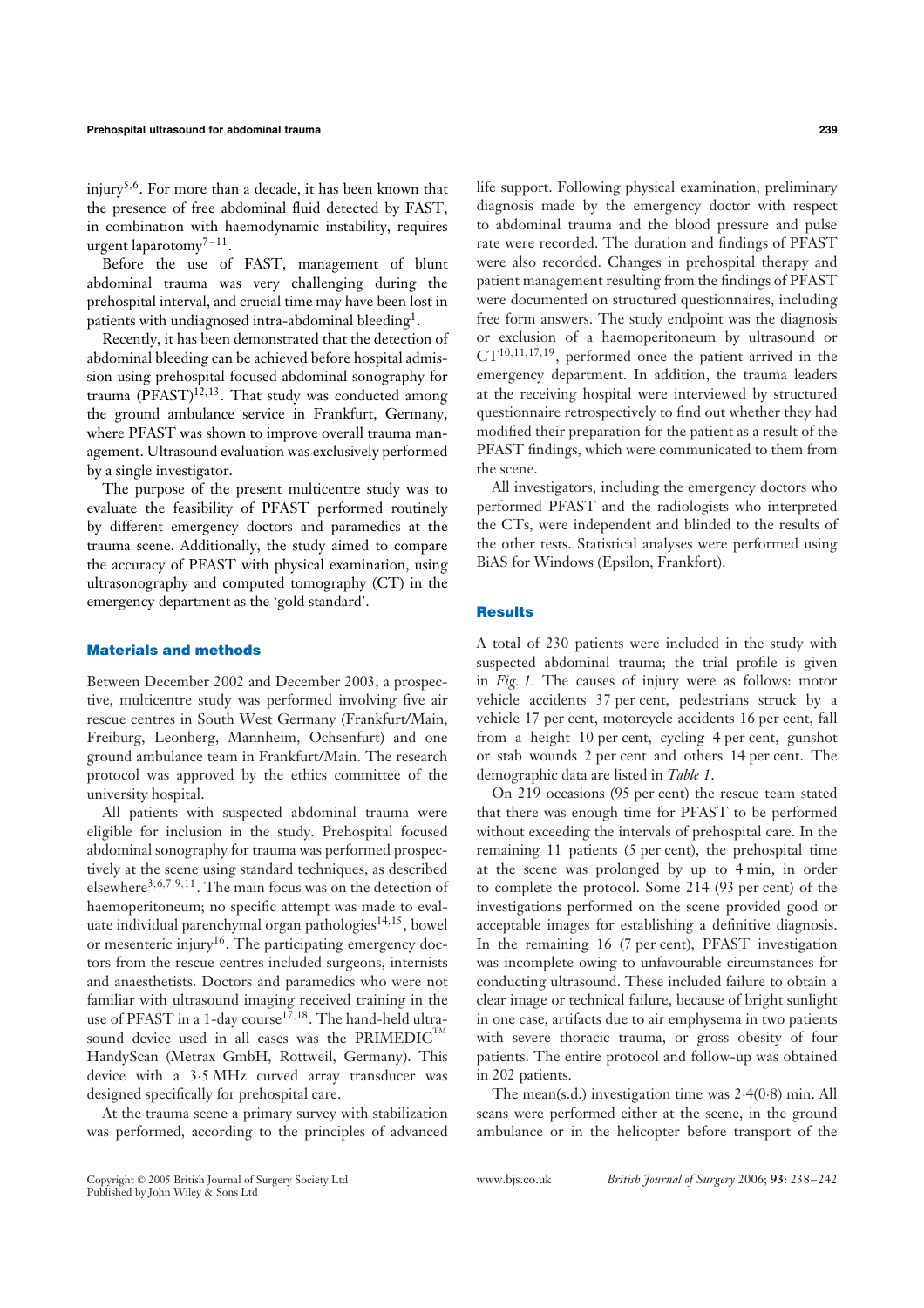injury[5,6]. For more than a decade, it has been known that the presence of free abdominal fluid detected by FAST, in combination with haemodynamic instability, requires urgent laparotomy[7–11].

Before the use of FAST, management of blunt abdominal trauma was very challenging during the prehospital interval, and crucial time may have been lost in patients with undiagnosed intra-abdominal bleeding[1].

Recently, it has been demonstrated that the detection of abdominal bleeding can be achieved before hospital admission using prehospital focused abdominal sonography for trauma (PFAST)[12,13]. That study was conducted among the ground ambulance service in Frankfurt, Germany, where PFAST was shown to improve overall trauma management. Ultrasound evaluation was exclusively performed by a single investigator.

The purpose of the present multicentre study was to evaluate the feasibility of PFAST performed routinely by different emergency doctors and paramedics at the trauma scene. Additionally, the study aimed to compare the accuracy of PFAST with physical examination, using ultrasonography and computed tomography (CT) in the emergency department as the 'gold standard'.

## Materials and methods

Between December 2002 and December 2003, a prospective, multicentre study was performed involving five air rescue centres in South West Germany (Frankfurt/Main, Freiburg, Leonberg, Mannheim, Ochsenfurt) and one ground ambulance team in Frankfurt/Main. The research protocol was approved by the ethics committee of the university hospital.

All patients with suspected abdominal trauma were eligible for inclusion in the study. Prehospital focused abdominal sonography for trauma was performed prospectively at the scene using standard techniques, as described elsewhere[3,6,7,9,11]. The main focus was on the detection of haemoperitoneum; no specific attempt was made to evaluate individual parenchymal organ pathologies[14,15], bowel or mesenteric injury[16]. The participating emergency doctors from the rescue centres included surgeons, internists and anaesthetists. Doctors and paramedics who were not familiar with ultrasound imaging received training in the use of PFAST in a 1-day course[17,18]. The hand-held ultrasound device used in all cases was the PRIMEDIC™ HandyScan (Metrax GmbH, Rottweil, Germany). This device with a 3·5 MHz curved array transducer was designed specifically for prehospital care.

At the trauma scene a primary survey with stabilization was performed, according to the principles of advanced life support. Following physical examination, preliminary diagnosis made by the emergency doctor with respect to abdominal trauma and the blood pressure and pulse rate were recorded. The duration and findings of PFAST were also recorded. Changes in prehospital therapy and patient management resulting from the findings of PFAST were documented on structured questionnaires, including free form answers. The study endpoint was the diagnosis or exclusion of a haemoperitoneum by ultrasound or CT[10,11,17,19], performed once the patient arrived in the emergency department. In addition, the trauma leaders at the receiving hospital were interviewed by structured questionnaire retrospectively to find out whether they had modified their preparation for the patient as a result of the PFAST findings, which were communicated to them from the scene.

All investigators, including the emergency doctors who performed PFAST and the radiologists who interpreted the CTs, were independent and blinded to the results of the other tests. Statistical analyses were performed using BiAS for Windows (Epsilon, Frankfort).

## Results

A total of 230 patients were included in the study with suspected abdominal trauma; the trial profile is given in *Fig. 1*. The causes of injury were as follows: motor vehicle accidents 37 per cent, pedestrians struck by a vehicle 17 per cent, motorcycle accidents 16 per cent, fall from a height 10 per cent, cycling 4 per cent, gunshot or stab wounds 2 per cent and others 14 per cent. The demographic data are listed in *Table 1*.

On 219 occasions (95 per cent) the rescue team stated that there was enough time for PFAST to be performed without exceeding the intervals of prehospital care. In the remaining 11 patients (5 per cent), the prehospital time at the scene was prolonged by up to 4 min, in order to complete the protocol. Some 214 (93 per cent) of the investigations performed on the scene provided good or acceptable images for establishing a definitive diagnosis. In the remaining 16 (7 per cent), PFAST investigation was incomplete owing to unfavourable circumstances for conducting ultrasound. These included failure to obtain a clear image or technical failure, because of bright sunlight in one case, artifacts due to air emphysema in two patients with severe thoracic trauma, or gross obesity of four patients. The entire protocol and follow-up was obtained in 202 patients.

The mean(s.d.) investigation time was 2·4(0·8) min. All scans were performed either at the scene, in the ground ambulance or in the helicopter before transport of the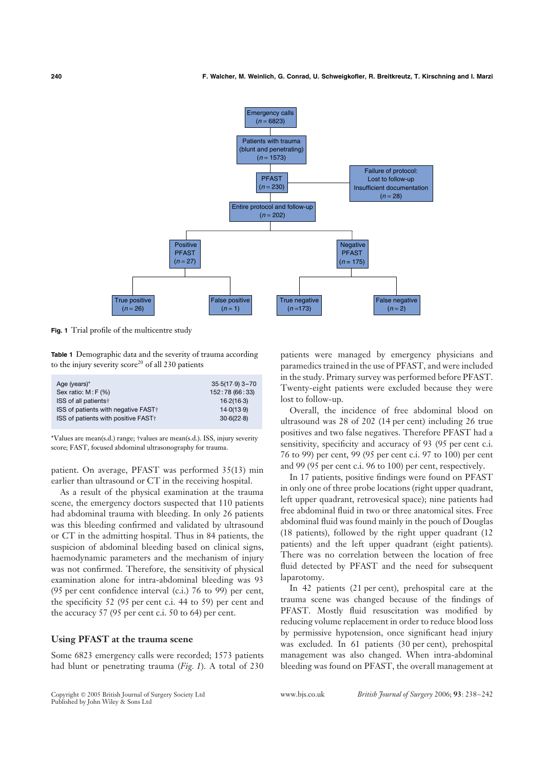Emergency calls
($n$ = 6823)

Patients with trauma
(blunt and penetrating)
($n$ = 1573)

PFAST
($n$ = 230)

Failure of protocol:
Lost to follow-up
Insufficient documentation
($n$ = 28)

Entire protocol and follow-up
($n$ = 202)

Positive PFAST
($n$ = 27)

Negative PFAST
($n$ = 175)

True positive
($n$ = 26)

False positive
($n$ = 1)

True negative
($n$ =173)

False negative
($n$ = 2)

**Fig. 1** Trial profile of the multicentre study

**Table 1** Demographic data and the severity of trauma according to the injury severity score[20] of all 230 patients

| | |
|---|---|
| Age (years)* | 35·5(17·9) 3–70 |
| Sex ratio: M : F (%) | 152 : 78 (66 : 33) |
| ISS of all patients† | 16·2(16·3) |
| ISS of patients with negative FAST† | 14·0(13·9) |
| ISS of patients with positive FAST† | 30·6(22·8) |

*Values are mean(s.d.) range; †values are mean(s.d.). ISS, injury severity score; FAST, focused abdominal ultrasonography for trauma.

patient. On average, PFAST was performed 35(13) min earlier than ultrasound or CT in the receiving hospital.

As a result of the physical examination at the trauma scene, the emergency doctors suspected that 110 patients had abdominal trauma with bleeding. In only 26 patients was this bleeding confirmed and validated by ultrasound or CT in the admitting hospital. Thus in 84 patients, the suspicion of abdominal bleeding based on clinical signs, haemodynamic parameters and the mechanism of injury was not confirmed. Therefore, the sensitivity of physical examination alone for intra-abdominal bleeding was 93 (95 per cent confidence interval (c.i.) 76 to 99) per cent, the specificity 52 (95 per cent c.i. 44 to 59) per cent and the accuracy 57 (95 per cent c.i. 50 to 64) per cent.

## Using PFAST at the trauma scene

Some 6823 emergency calls were recorded; 1573 patients had blunt or penetrating trauma (*Fig. 1*). A total of 230 patients were managed by emergency physicians and paramedics trained in the use of PFAST, and were included in the study. Primary survey was performed before PFAST. Twenty-eight patients were excluded because they were lost to follow-up.

Overall, the incidence of free abdominal blood on ultrasound was 28 of 202 (14 per cent) including 26 true positives and two false negatives. Therefore PFAST had a sensitivity, specificity and accuracy of 93 (95 per cent c.i. 76 to 99) per cent, 99 (95 per cent c.i. 97 to 100) per cent and 99 (95 per cent c.i. 96 to 100) per cent, respectively.

In 17 patients, positive findings were found on PFAST in only one of three probe locations (right upper quadrant, left upper quadrant, retrovesical space); nine patients had free abdominal fluid in two or three anatomical sites. Free abdominal fluid was found mainly in the pouch of Douglas (18 patients), followed by the right upper quadrant (12 patients) and the left upper quadrant (eight patients). There was no correlation between the location of free fluid detected by PFAST and the need for subsequent laparotomy.

In 42 patients (21 per cent), prehospital care at the trauma scene was changed because of the findings of PFAST. Mostly fluid resuscitation was modified by reducing volume replacement in order to reduce blood loss by permissive hypotension, once significant head injury was excluded. In 61 patients (30 per cent), prehospital management was also changed. When intra-abdominal bleeding was found on PFAST, the overall management at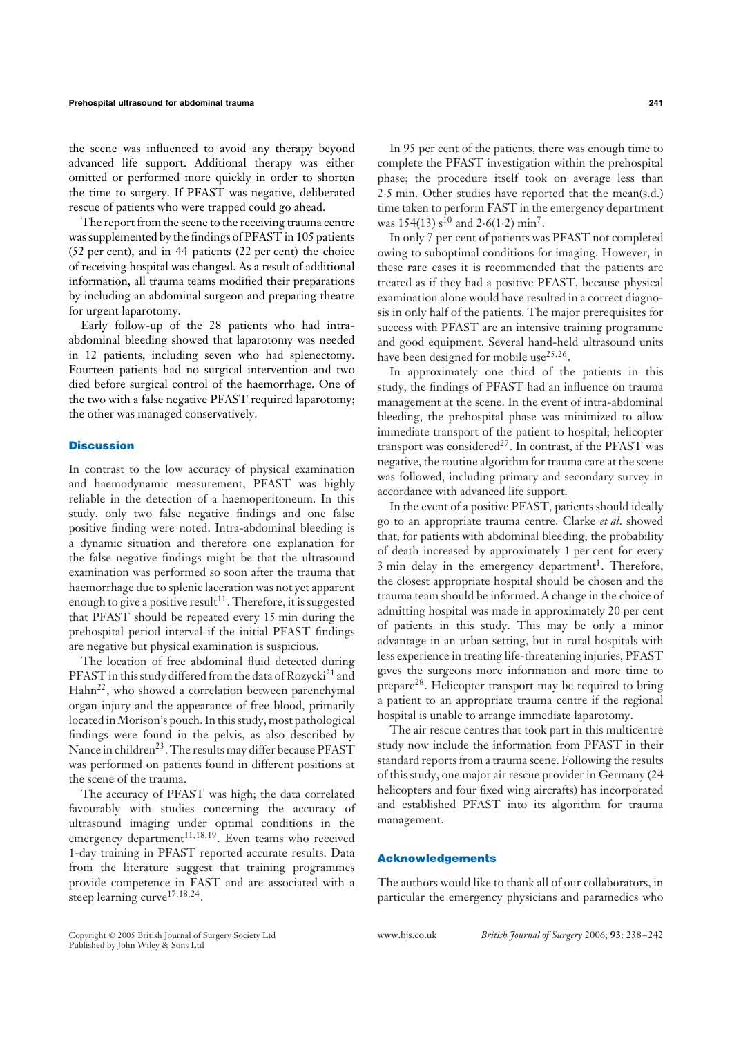the scene was influenced to avoid any therapy beyond advanced life support. Additional therapy was either omitted or performed more quickly in order to shorten the time to surgery. If PFAST was negative, deliberated rescue of patients who were trapped could go ahead.

The report from the scene to the receiving trauma centre was supplemented by the findings of PFAST in 105 patients (52 per cent), and in 44 patients (22 per cent) the choice of receiving hospital was changed. As a result of additional information, all trauma teams modified their preparations by including an abdominal surgeon and preparing theatre for urgent laparotomy.

Early follow-up of the 28 patients who had intra-abdominal bleeding showed that laparotomy was needed in 12 patients, including seven who had splenectomy. Fourteen patients had no surgical intervention and two died before surgical control of the haemorrhage. One of the two with a false negative PFAST required laparotomy; the other was managed conservatively.

## Discussion

In contrast to the low accuracy of physical examination and haemodynamic measurement, PFAST was highly reliable in the detection of a haemoperitoneum. In this study, only two false negative findings and one false positive finding were noted. Intra-abdominal bleeding is a dynamic situation and therefore one explanation for the false negative findings might be that the ultrasound examination was performed so soon after the trauma that haemorrhage due to splenic laceration was not yet apparent enough to give a positive result[11]. Therefore, it is suggested that PFAST should be repeated every 15 min during the prehospital period interval if the initial PFAST findings are negative but physical examination is suspicious.

The location of free abdominal fluid detected during PFAST in this study differed from the data of Rozycki[21] and Hahn[22], who showed a correlation between parenchymal organ injury and the appearance of free blood, primarily located in Morison's pouch. In this study, most pathological findings were found in the pelvis, as also described by Nance in children[23]. The results may differ because PFAST was performed on patients found in different positions at the scene of the trauma.

The accuracy of PFAST was high; the data correlated favourably with studies concerning the accuracy of ultrasound imaging under optimal conditions in the emergency department[11,18,19]. Even teams who received 1-day training in PFAST reported accurate results. Data from the literature suggest that training programmes provide competence in FAST and are associated with a steep learning curve[17,18,24].

In 95 per cent of the patients, there was enough time to complete the PFAST investigation within the prehospital phase; the procedure itself took on average less than 2·5 min. Other studies have reported that the mean(s.d.) time taken to perform FAST in the emergency department was 154(13) s[10] and 2·6(1·2) min[7].

In only 7 per cent of patients was PFAST not completed owing to suboptimal conditions for imaging. However, in these rare cases it is recommended that the patients are treated as if they had a positive PFAST, because physical examination alone would have resulted in a correct diagnosis in only half of the patients. The major prerequisites for success with PFAST are an intensive training programme and good equipment. Several hand-held ultrasound units have been designed for mobile use[25,26].

In approximately one third of the patients in this study, the findings of PFAST had an influence on trauma management at the scene. In the event of intra-abdominal bleeding, the prehospital phase was minimized to allow immediate transport of the patient to hospital; helicopter transport was considered[27]. In contrast, if the PFAST was negative, the routine algorithm for trauma care at the scene was followed, including primary and secondary survey in accordance with advanced life support.

In the event of a positive PFAST, patients should ideally go to an appropriate trauma centre. Clarke *et al.* showed that, for patients with abdominal bleeding, the probability of death increased by approximately 1 per cent for every 3 min delay in the emergency department[1]. Therefore, the closest appropriate hospital should be chosen and the trauma team should be informed. A change in the choice of admitting hospital was made in approximately 20 per cent of patients in this study. This may be only a minor advantage in an urban setting, but in rural hospitals with less experience in treating life-threatening injuries, PFAST gives the surgeons more information and more time to prepare[28]. Helicopter transport may be required to bring a patient to an appropriate trauma centre if the regional hospital is unable to arrange immediate laparotomy.

The air rescue centres that took part in this multicentre study now include the information from PFAST in their standard reports from a trauma scene. Following the results of this study, one major air rescue provider in Germany (24 helicopters and four fixed wing aircrafts) has incorporated and established PFAST into its algorithm for trauma management.

## Acknowledgements

The authors would like to thank all of our collaborators, in particular the emergency physicians and paramedics who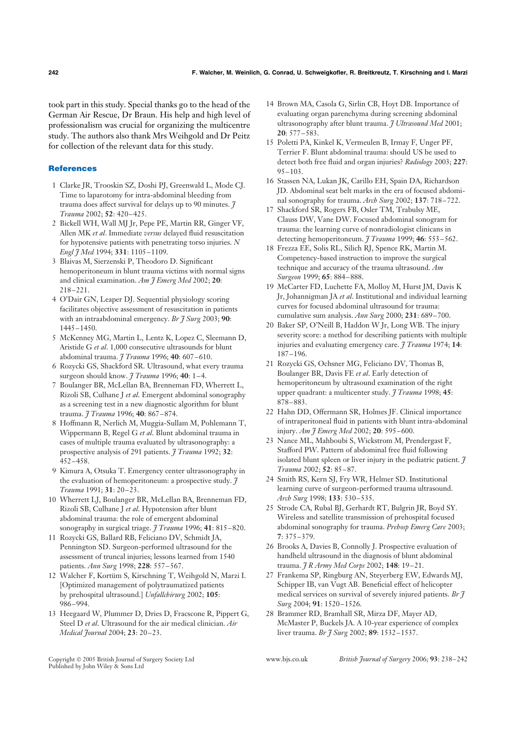took part in this study. Special thanks go to the head of the German Air Rescue, Dr Braun. His help and high level of professionalism was crucial for organizing the multicentre study. The authors also thank Mrs Weihgold and Dr Peitz for collection of the relevant data for this study.

## References

1. Clarke JR, Trooskin SZ, Doshi PJ, Greenwald L, Mode CJ. Time to laparotomy for intra-abdominal bleeding from trauma does affect survival for delays up to 90 minutes. *J Trauma* 2002; **52**: 420–425.
2. Bickell WH, Wall MJ Jr, Pepe PE, Martin RR, Ginger VF, Allen MK *et al*. Immediate *versus* delayed fluid resuscitation for hypotensive patients with penetrating torso injuries. *N Engl J Med* 1994; **331**: 1105–1109.
3. Blaivas M, Sierzenski P, Theodoro D. Significant hemoperitoneum in blunt trauma victims with normal signs and clinical examination. *Am J Emerg Med* 2002; **20**: 218–221.
4. O'Dair GN, Leaper DJ. Sequential physiology scoring facilitates objective assessment of resuscitation in patients with an intraabdominal emergency. *Br J Surg* 2003; **90**: 1445–1450.
5. McKenney MG, Martin L, Lentz K, Lopez C, Sleemann D, Aristide G *et al*. 1,000 consecutive ultrasounds for blunt abdominal trauma. *J Trauma* 1996; **40**: 607–610.
6. Rozycki GS, Shackford SR. Ultrasound, what every trauma surgeon should know. *J Trauma* 1996; **40**: 1–4.
7. Boulanger BR, McLellan BA, Brenneman FD, Wherrett L, Rizoli SB, Culhane J *et al*. Emergent abdominal sonography as a screening test in a new diagnostic algorithm for blunt trauma. *J Trauma* 1996; **40**: 867–874.
8. Hoffmann R, Nerlich M, Muggia-Sullam M, Pohlemann T, Wippermann B, Regel G *et al*. Blunt abdominal trauma in cases of multiple trauma evaluated by ultrasonography: a prospective analysis of 291 patients. *J Trauma* 1992; **32**: 452–458.
9. Kimura A, Otsuka T. Emergency center ultrasonography in the evaluation of hemoperitoneum: a prospective study. *J Trauma* 1991; **31**: 20–23.
10. Wherrett LJ, Boulanger BR, McLellan BA, Brenneman FD, Rizoli SB, Culhane J *et al*. Hypotension after blunt abdominal trauma: the role of emergent abdominal sonography in surgical triage. *J Trauma* 1996; **41**: 815–820.
11. Rozycki GS, Ballard RB, Feliciano DV, Schmidt JA, Pennington SD. Surgeon-performed ultrasound for the assessment of truncal injuries; lessons learned from 1540 patients. *Ann Surg* 1998; **228**: 557–567.
12. Walcher F, Kortüm S, Kirschning T, Weihgold N, Marzi I. [Optimized management of polytraumatized patients by prehospital ultrasound.] *Unfallchirurg* 2002; **105**: 986–994.
13. Heegaard W, Plummer D, Dries D, Fracscone R, Pippert G, Steel D *et al*. Ultrasound for the air medical clinician. *Air Medical Journal* 2004; **23**: 20–23.
14. Brown MA, Casola G, Sirlin CB, Hoyt DB. Importance of evaluating organ parenchyma during screening abdominal ultrasonography after blunt trauma. *J Ultrasound Med* 2001; **20**: 577–583.
15. Poletti PA, Kinkel K, Vermeulen B, Irmay F, Unger PF, Terrier F. Blunt abdominal trauma: should US be used to detect both free fluid and organ injuries? *Radiology* 2003; **227**: 95–103.
16. Stassen NA, Lukan JK, Carillo EH, Spain DA, Richardson JD. Abdominal seat belt marks in the era of focused abdominal sonography for trauma. *Arch Surg* 2002; **137**: 718–722.
17. Shackford SR, Rogers FB, Osler TM, Trabulsy ME, Clauss DW, Vane DW. Focused abdominal sonogram for trauma: the learning curve of nonradiologist clinicans in detecting hemoperitoneum. *J Trauma* 1999; **46**: 553–562.
18. Frezza EE, Solis RL, Silich RJ, Spence RK, Martin M. Competency-based instruction to improve the surgical technique and accuracy of the trauma ultrasound. *Am Surgeon* 1999; **65**: 884–888.
19. McCarter FD, Luchette FA, Molloy M, Hurst JM, Davis K Jr, Johannigman JA *et al*. Institutional and individual learning curves for focused abdominal ultrasound for trauma: cumulative sum analysis. *Ann Surg* 2000; **231**: 689–700.
20. Baker SP, O'Neill B, Haddon W Jr, Long WB. The injury severity score: a method for describing patients with multiple injuries and evaluating emergency care. *J Trauma* 1974; **14**: 187–196.
21. Rozycki GS, Ochsner MG, Feliciano DV, Thomas B, Boulanger BR, Davis FE *et al*. Early detection of hemoperitoneum by ultrasound examination of the right upper quadrant: a multicenter study. *J Trauma* 1998; **45**: 878–883.
22. Hahn DD, Offermann SR, Holmes JF. Clinical importance of intraperitoneal fluid in patients with blunt intra-abdominal injury. *Am J Emerg Med* 2002; **20**: 595–600.
23. Nance ML, Mahboubi S, Wickstrom M, Prendergast F, Stafford PW. Pattern of abdominal free fluid following isolated blunt spleen or liver injury in the pediatric patient. *J Trauma* 2002; **52**: 85–87.
24. Smith RS, Kern SJ, Fry WR, Helmer SD. Institutional learning curve of surgeon-performed trauma ultrasound. *Arch Surg* 1998; **133**: 530–535.
25. Strode CA, Rubal BJ, Gerhardt RT, Bulgrin JR, Boyd SY. Wireless and satellite transmission of prehospital focused abdominal sonography for trauma. *Prehosp Emerg Care* 2003; **7**: 375–379.
26. Brooks A, Davies B, Connolly J. Prospective evaluation of handheld ultrasound in the diagnosis of blunt abdominal trauma. *J R Army Med Corps* 2002; **148**: 19–21.
27. Frankema SP, Ringburg AN, Steyerberg EW, Edwards MJ, Schipper IB, van Vugt AB. Beneficial effect of helicopter medical services on survival of severely injured patients. *Br J Surg* 2004; **91**: 1520–1526.
28. Brammer RD, Bramhall SR, Mirza DF, Mayer AD, McMaster P, Buckels JA. A 10-year experience of complex liver trauma. *Br J Surg* 2002; **89**: 1532–1537.

Copyright © 2005 British Journal of Surgery Society Ltd
Published by John Wiley & Sons Ltd